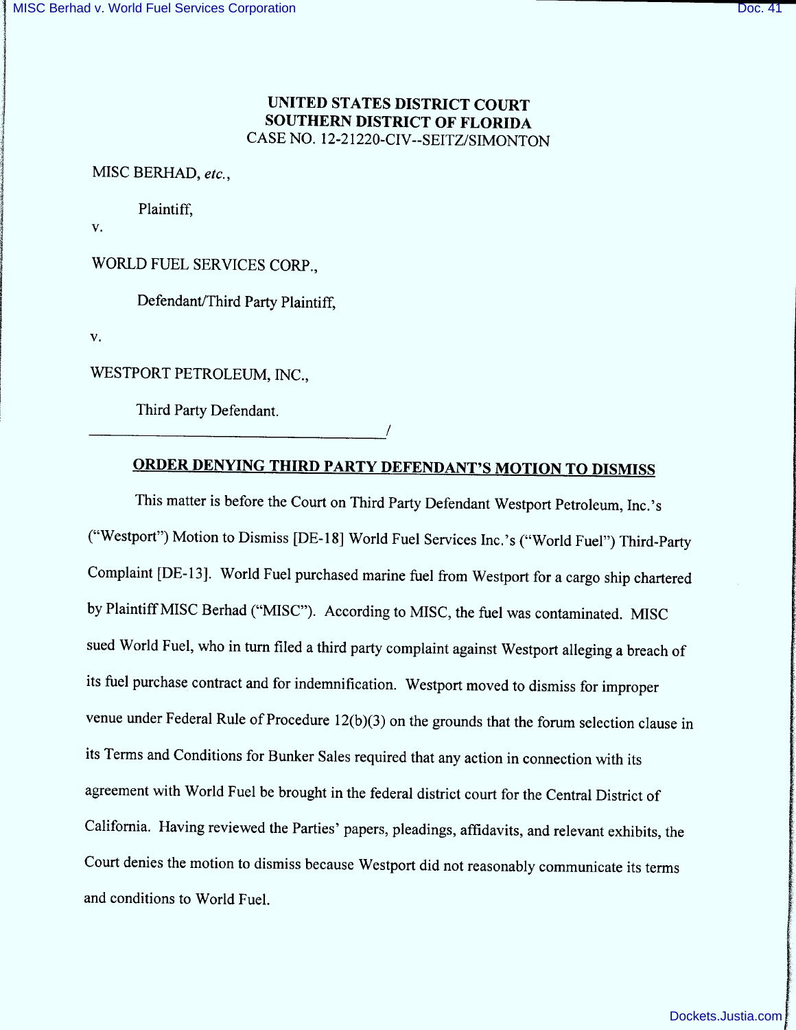**UNITED STATES DISTRICT COURT**
**SOUTHERN DISTRICT OF FLORIDA**
CASE NO. 12-21220-CIV--SEITZ/SIMONTON

MISC BERHAD, *etc.*,

Plaintiff,

v.

WORLD FUEL SERVICES CORP.,

Defendant/Third Party Plaintiff,

v.

WESTPORT PETROLEUM, INC.,

Third Party Defendant.

_______________________________________/

## ORDER DENYING THIRD PARTY DEFENDANT'S MOTION TO DISMISS

This matter is before the Court on Third Party Defendant Westport Petroleum, Inc.'s ("Westport") Motion to Dismiss [DE-18] World Fuel Services Inc.'s ("World Fuel") Third-Party Complaint [DE-13]. World Fuel purchased marine fuel from Westport for a cargo ship chartered by Plaintiff MISC Berhad ("MISC"). According to MISC, the fuel was contaminated. MISC sued World Fuel, who in turn filed a third party complaint against Westport alleging a breach of its fuel purchase contract and for indemnification. Westport moved to dismiss for improper venue under Federal Rule of Procedure 12(b)(3) on the grounds that the forum selection clause in its Terms and Conditions for Bunker Sales required that any action in connection with its agreement with World Fuel be brought in the federal district court for the Central District of California. Having reviewed the Parties' papers, pleadings, affidavits, and relevant exhibits, the Court denies the motion to dismiss because Westport did not reasonably communicate its terms and conditions to World Fuel.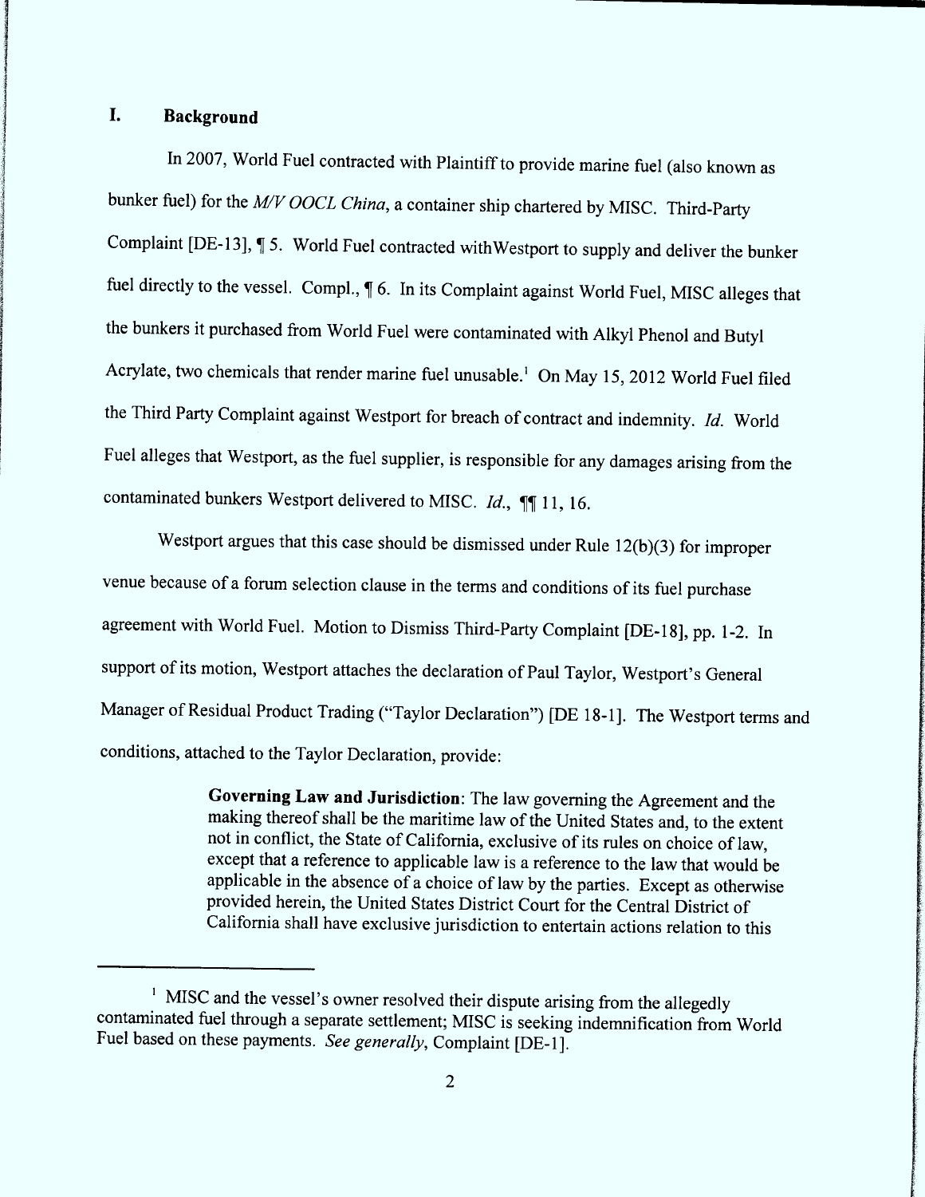## I. Background

In 2007, World Fuel contracted with Plaintiff to provide marine fuel (also known as bunker fuel) for the *M/V OOCL China*, a container ship chartered by MISC. Third-Party Complaint [DE-13], ¶ 5. World Fuel contracted withWestport to supply and deliver the bunker fuel directly to the vessel. Compl., ¶ 6. In its Complaint against World Fuel, MISC alleges that the bunkers it purchased from World Fuel were contaminated with Alkyl Phenol and Butyl Acrylate, two chemicals that render marine fuel unusable.[1] On May 15, 2012 World Fuel filed the Third Party Complaint against Westport for breach of contract and indemnity. *Id.* World Fuel alleges that Westport, as the fuel supplier, is responsible for any damages arising from the contaminated bunkers Westport delivered to MISC. *Id.*, ¶¶ 11, 16.

Westport argues that this case should be dismissed under Rule 12(b)(3) for improper venue because of a forum selection clause in the terms and conditions of its fuel purchase agreement with World Fuel. Motion to Dismiss Third-Party Complaint [DE-18], pp. 1-2. In support of its motion, Westport attaches the declaration of Paul Taylor, Westport's General Manager of Residual Product Trading ("Taylor Declaration") [DE 18-1]. The Westport terms and conditions, attached to the Taylor Declaration, provide:

> **Governing Law and Jurisdiction**: The law governing the Agreement and the making thereof shall be the maritime law of the United States and, to the extent not in conflict, the State of California, exclusive of its rules on choice of law, except that a reference to applicable law is a reference to the law that would be applicable in the absence of a choice of law by the parties. Except as otherwise provided herein, the United States District Court for the Central District of California shall have exclusive jurisdiction to entertain actions relation to this

---

[1] MISC and the vessel's owner resolved their dispute arising from the allegedly contaminated fuel through a separate settlement; MISC is seeking indemnification from World Fuel based on these payments. *See generally*, Complaint [DE-1].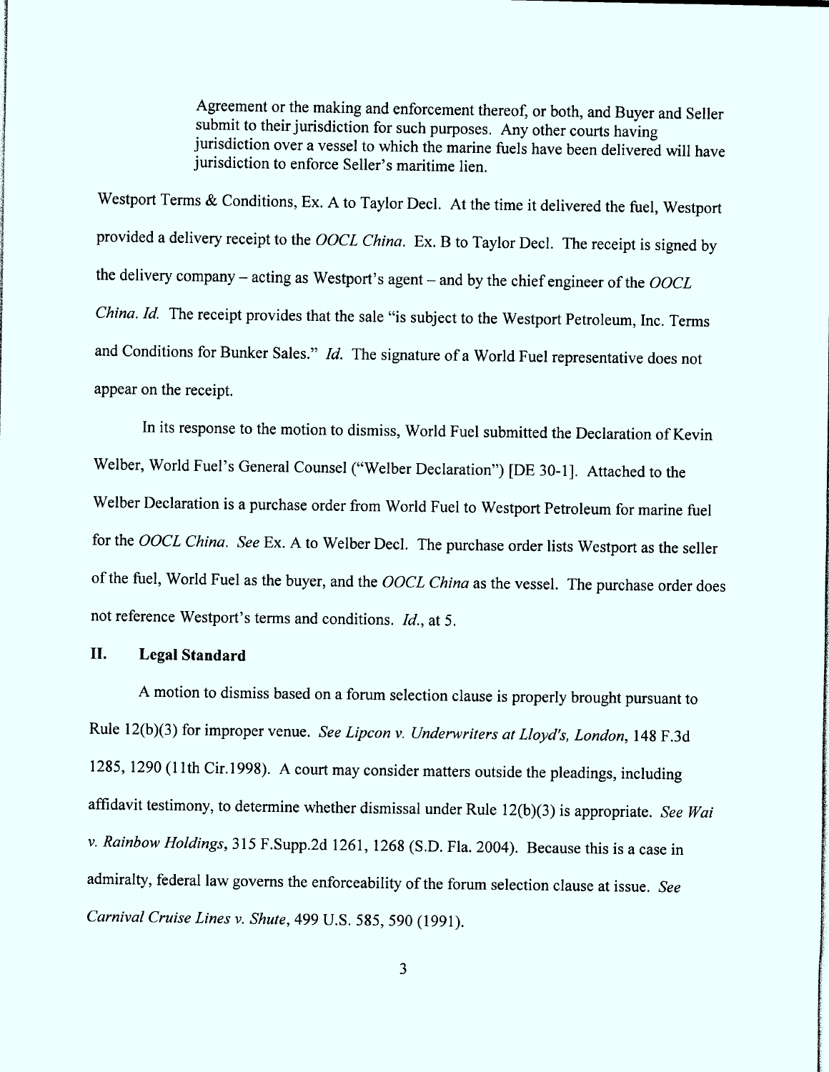> Agreement or the making and enforcement thereof, or both, and Buyer and Seller submit to their jurisdiction for such purposes. Any other courts having jurisdiction over a vessel to which the marine fuels have been delivered will have jurisdiction to enforce Seller's maritime lien.

Westport Terms & Conditions, Ex. A to Taylor Decl. At the time it delivered the fuel, Westport provided a delivery receipt to the *OOCL China*. Ex. B to Taylor Decl. The receipt is signed by the delivery company – acting as Westport's agent – and by the chief engineer of the *OOCL China*. *Id.* The receipt provides that the sale "is subject to the Westport Petroleum, Inc. Terms and Conditions for Bunker Sales." *Id.* The signature of a World Fuel representative does not appear on the receipt.

In its response to the motion to dismiss, World Fuel submitted the Declaration of Kevin Welber, World Fuel's General Counsel ("Welber Declaration") [DE 30-1]. Attached to the Welber Declaration is a purchase order from World Fuel to Westport Petroleum for marine fuel for the *OOCL China*. *See* Ex. A to Welber Decl. The purchase order lists Westport as the seller of the fuel, World Fuel as the buyer, and the *OOCL China* as the vessel. The purchase order does not reference Westport's terms and conditions. *Id.*, at 5.

## II. Legal Standard

A motion to dismiss based on a forum selection clause is properly brought pursuant to Rule 12(b)(3) for improper venue. *See Lipcon v. Underwriters at Lloyd's, London*, 148 F.3d 1285, 1290 (11th Cir.1998). A court may consider matters outside the pleadings, including affidavit testimony, to determine whether dismissal under Rule 12(b)(3) is appropriate. *See Wai v. Rainbow Holdings*, 315 F.Supp.2d 1261, 1268 (S.D. Fla. 2004). Because this is a case in admiralty, federal law governs the enforceability of the forum selection clause at issue. *See Carnival Cruise Lines v. Shute*, 499 U.S. 585, 590 (1991).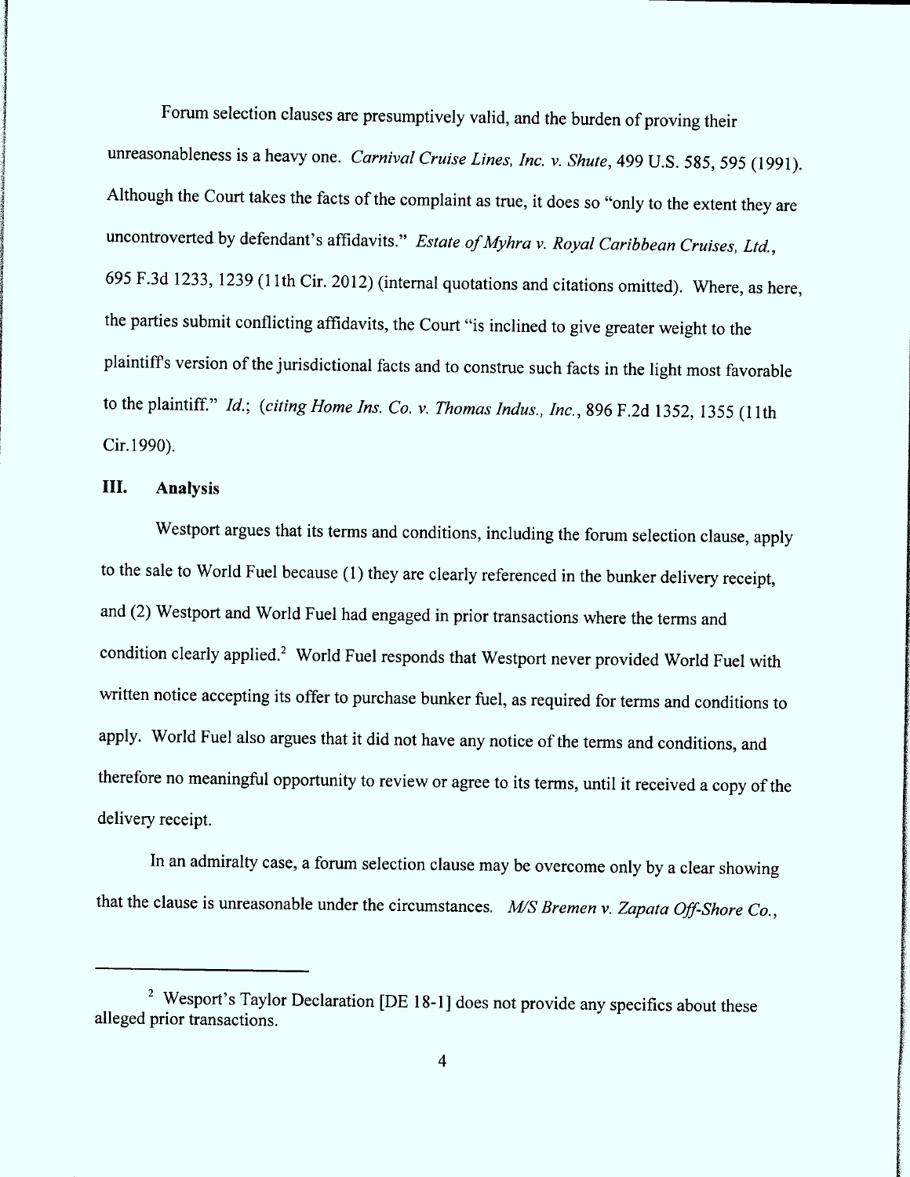Forum selection clauses are presumptively valid, and the burden of proving their unreasonableness is a heavy one. *Carnival Cruise Lines, Inc. v. Shute*, 499 U.S. 585, 595 (1991). Although the Court takes the facts of the complaint as true, it does so "only to the extent they are uncontroverted by defendant's affidavits." *Estate of Myhra v. Royal Caribbean Cruises, Ltd.*, 695 F.3d 1233, 1239 (11th Cir. 2012) (internal quotations and citations omitted). Where, as here, the parties submit conflicting affidavits, the Court "is inclined to give greater weight to the plaintiff's version of the jurisdictional facts and to construe such facts in the light most favorable to the plaintiff." *Id.*; (*citing Home Ins. Co. v. Thomas Indus., Inc.*, 896 F.2d 1352, 1355 (11th Cir.1990).

## III. Analysis

Westport argues that its terms and conditions, including the forum selection clause, apply to the sale to World Fuel because (1) they are clearly referenced in the bunker delivery receipt, and (2) Westport and World Fuel had engaged in prior transactions where the terms and condition clearly applied.[2] World Fuel responds that Westport never provided World Fuel with written notice accepting its offer to purchase bunker fuel, as required for terms and conditions to apply. World Fuel also argues that it did not have any notice of the terms and conditions, and therefore no meaningful opportunity to review or agree to its terms, until it received a copy of the delivery receipt.

In an admiralty case, a forum selection clause may be overcome only by a clear showing that the clause is unreasonable under the circumstances. *M/S Bremen v. Zapata Off-Shore Co.*,

---

[2] Wesport's Taylor Declaration [DE 18-1] does not provide any specifics about these alleged prior transactions.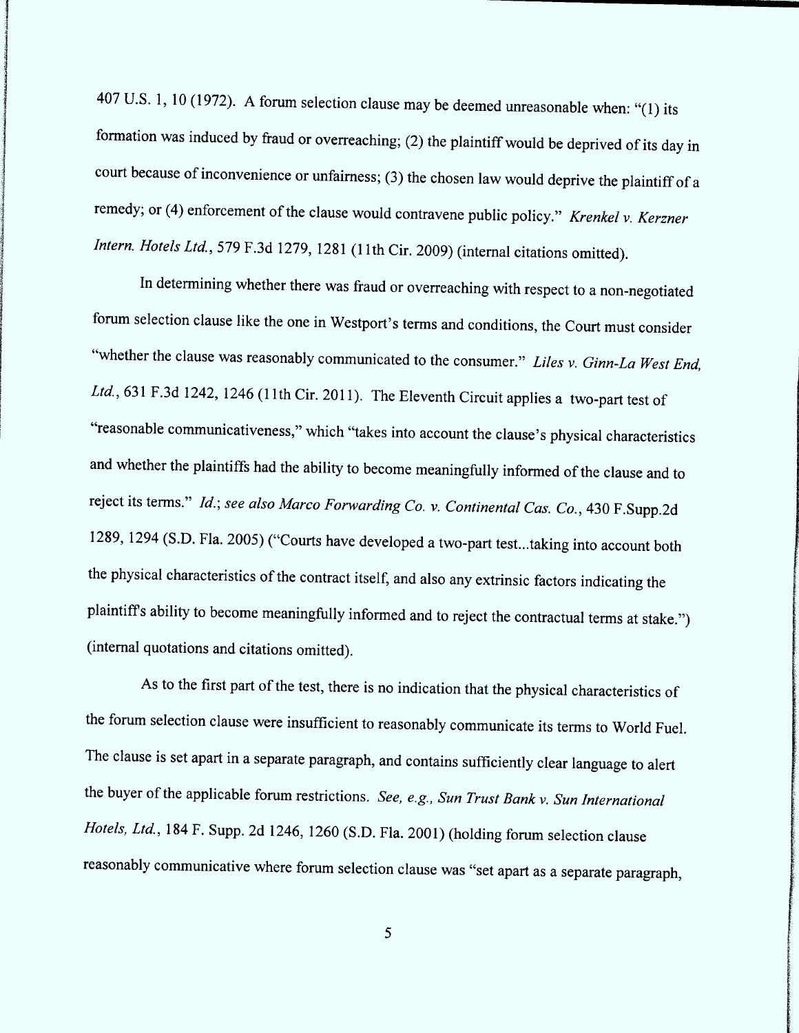407 U.S. 1, 10 (1972). A forum selection clause may be deemed unreasonable when: "(1) its formation was induced by fraud or overreaching; (2) the plaintiff would be deprived of its day in court because of inconvenience or unfairness; (3) the chosen law would deprive the plaintiff of a remedy; or (4) enforcement of the clause would contravene public policy." *Krenkel v. Kerzner Intern. Hotels Ltd.*, 579 F.3d 1279, 1281 (11th Cir. 2009) (internal citations omitted).

In determining whether there was fraud or overreaching with respect to a non-negotiated forum selection clause like the one in Westport's terms and conditions, the Court must consider "whether the clause was reasonably communicated to the consumer." *Liles v. Ginn-La West End, Ltd.*, 631 F.3d 1242, 1246 (11th Cir. 2011). The Eleventh Circuit applies a two-part test of "reasonable communicativeness," which "takes into account the clause's physical characteristics and whether the plaintiffs had the ability to become meaningfully informed of the clause and to reject its terms." *Id.*; *see also Marco Forwarding Co. v. Continental Cas. Co.*, 430 F.Supp.2d 1289, 1294 (S.D. Fla. 2005) ("Courts have developed a two-part test...taking into account both the physical characteristics of the contract itself, and also any extrinsic factors indicating the plaintiff's ability to become meaningfully informed and to reject the contractual terms at stake.") (internal quotations and citations omitted).

As to the first part of the test, there is no indication that the physical characteristics of the forum selection clause were insufficient to reasonably communicate its terms to World Fuel. The clause is set apart in a separate paragraph, and contains sufficiently clear language to alert the buyer of the applicable forum restrictions. *See, e.g., Sun Trust Bank v. Sun International Hotels, Ltd.*, 184 F. Supp. 2d 1246, 1260 (S.D. Fla. 2001) (holding forum selection clause reasonably communicative where forum selection clause was "set apart as a separate paragraph,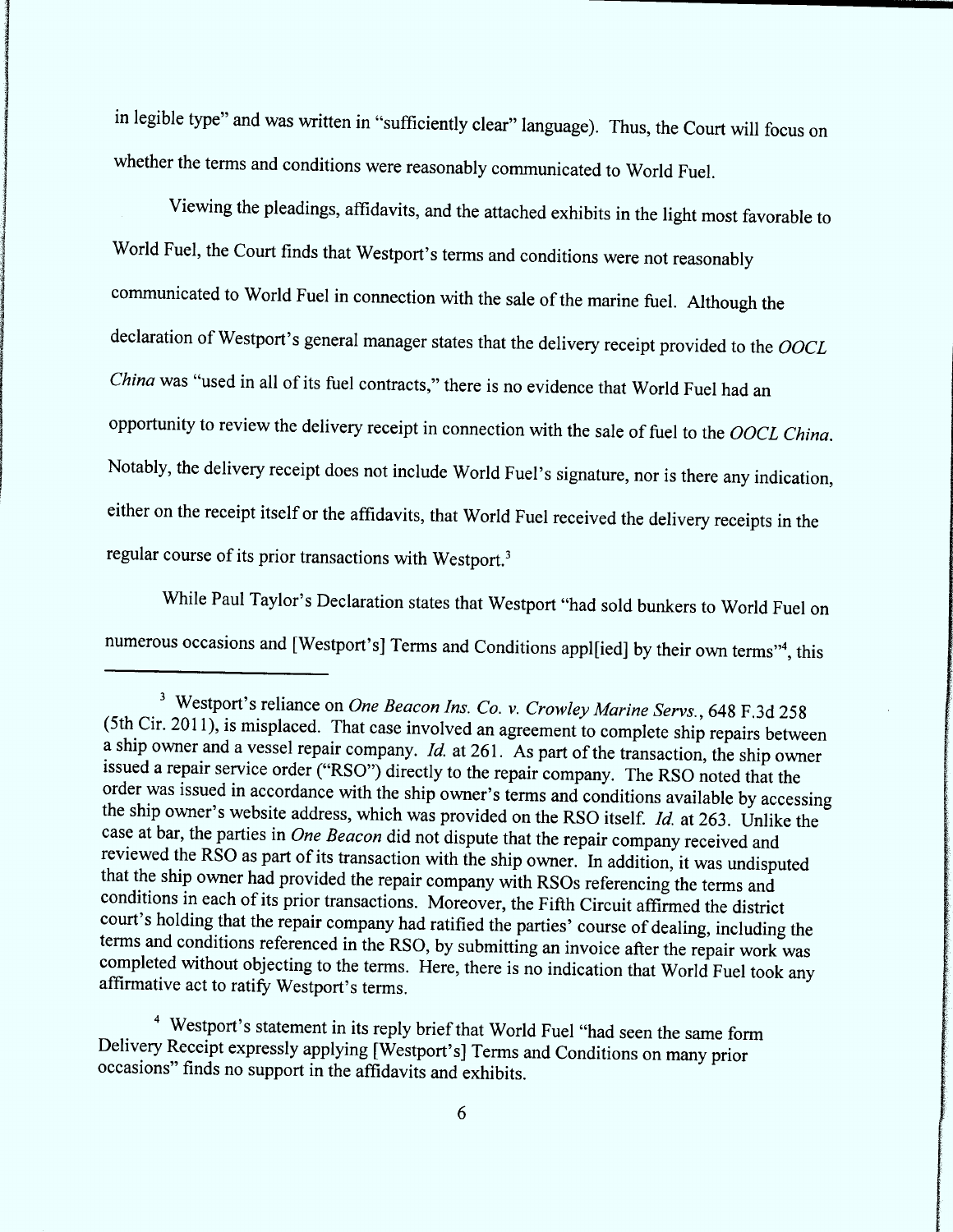in legible type" and was written in "sufficiently clear" language). Thus, the Court will focus on whether the terms and conditions were reasonably communicated to World Fuel.

Viewing the pleadings, affidavits, and the attached exhibits in the light most favorable to World Fuel, the Court finds that Westport's terms and conditions were not reasonably communicated to World Fuel in connection with the sale of the marine fuel. Although the declaration of Westport's general manager states that the delivery receipt provided to the *OOCL China* was "used in all of its fuel contracts," there is no evidence that World Fuel had an opportunity to review the delivery receipt in connection with the sale of fuel to the *OOCL China*. Notably, the delivery receipt does not include World Fuel's signature, nor is there any indication, either on the receipt itself or the affidavits, that World Fuel received the delivery receipts in the regular course of its prior transactions with Westport.[3]

While Paul Taylor's Declaration states that Westport "had sold bunkers to World Fuel on numerous occasions and [Westport's] Terms and Conditions appl[ied] by their own terms"[4], this

---

[3] Westport's reliance on *One Beacon Ins. Co. v. Crowley Marine Servs.*, 648 F.3d 258 (5th Cir. 2011), is misplaced. That case involved an agreement to complete ship repairs between a ship owner and a vessel repair company. *Id.* at 261. As part of the transaction, the ship owner issued a repair service order ("RSO") directly to the repair company. The RSO noted that the order was issued in accordance with the ship owner's terms and conditions available by accessing the ship owner's website address, which was provided on the RSO itself. *Id.* at 263. Unlike the case at bar, the parties in *One Beacon* did not dispute that the repair company received and reviewed the RSO as part of its transaction with the ship owner. In addition, it was undisputed that the ship owner had provided the repair company with RSOs referencing the terms and conditions in each of its prior transactions. Moreover, the Fifth Circuit affirmed the district court's holding that the repair company had ratified the parties' course of dealing, including the terms and conditions referenced in the RSO, by submitting an invoice after the repair work was completed without objecting to the terms. Here, there is no indication that World Fuel took any affirmative act to ratify Westport's terms.

[4] Westport's statement in its reply brief that World Fuel "had seen the same form Delivery Receipt expressly applying [Westport's] Terms and Conditions on many prior occasions" finds no support in the affidavits and exhibits.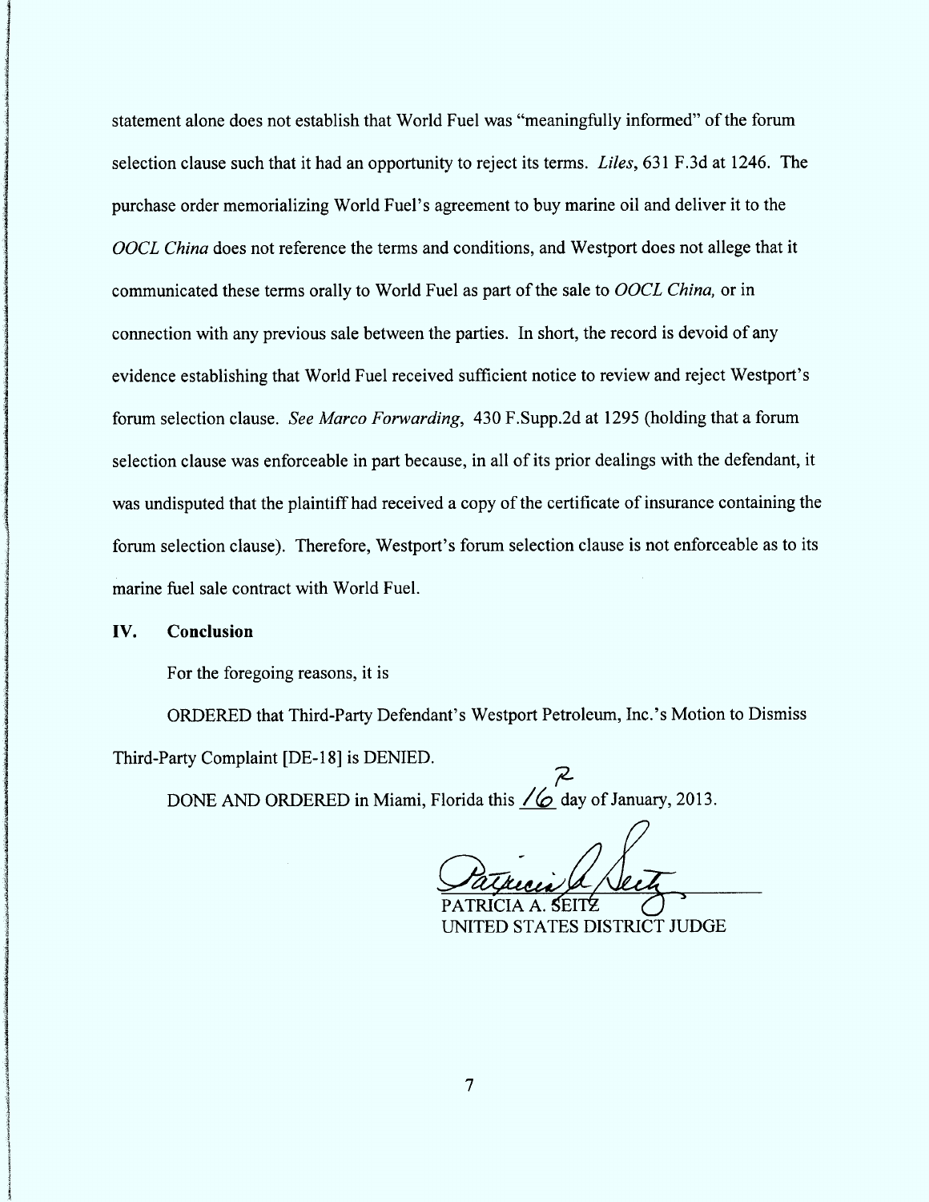statement alone does not establish that World Fuel was "meaningfully informed" of the forum selection clause such that it had an opportunity to reject its terms. *Liles*, 631 F.3d at 1246. The purchase order memorializing World Fuel's agreement to buy marine oil and deliver it to the *OOCL China* does not reference the terms and conditions, and Westport does not allege that it communicated these terms orally to World Fuel as part of the sale to *OOCL China,* or in connection with any previous sale between the parties. In short, the record is devoid of any evidence establishing that World Fuel received sufficient notice to review and reject Westport's forum selection clause. *See Marco Forwarding*, 430 F.Supp.2d at 1295 (holding that a forum selection clause was enforceable in part because, in all of its prior dealings with the defendant, it was undisputed that the plaintiff had received a copy of the certificate of insurance containing the forum selection clause). Therefore, Westport's forum selection clause is not enforceable as to its marine fuel sale contract with World Fuel.

## IV. Conclusion

For the foregoing reasons, it is

ORDERED that Third-Party Defendant's Westport Petroleum, Inc.'s Motion to Dismiss Third-Party Complaint [DE-18] is DENIED.

DONE AND ORDERED in Miami, Florida this 16 day of January, 2013.

PATRICIA A. SEITZ
UNITED STATES DISTRICT JUDGE